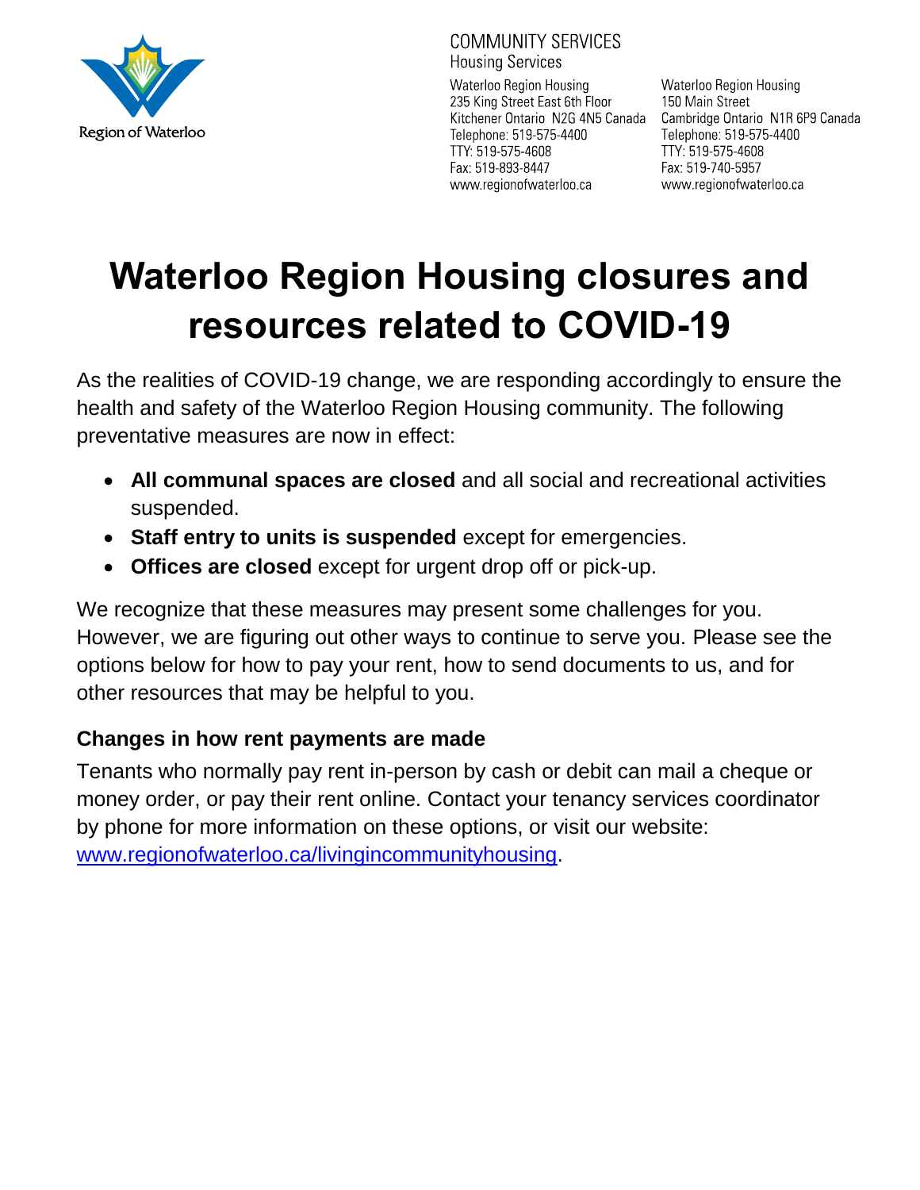Region of Waterloo

COMMUNITY SERVICES
Housing Services

Waterloo Region Housing
235 King Street East 6th Floor
Kitchener Ontario N2G 4N5 Canada
Telephone: 519-575-4400
TTY: 519-575-4608
Fax: 519-893-8447
www.regionofwaterloo.ca

Waterloo Region Housing
150 Main Street
Cambridge Ontario N1R 6P9 Canada
Telephone: 519-575-4400
TTY: 519-575-4608
Fax: 519-740-5957
www.regionofwaterloo.ca

# Waterloo Region Housing closures and resources related to COVID-19

As the realities of COVID-19 change, we are responding accordingly to ensure the health and safety of the Waterloo Region Housing community. The following preventative measures are now in effect:

- **All communal spaces are closed** and all social and recreational activities suspended.
- **Staff entry to units is suspended** except for emergencies.
- **Offices are closed** except for urgent drop off or pick-up.

We recognize that these measures may present some challenges for you. However, we are figuring out other ways to continue to serve you. Please see the options below for how to pay your rent, how to send documents to us, and for other resources that may be helpful to you.

### Changes in how rent payments are made

Tenants who normally pay rent in-person by cash or debit can mail a cheque or money order, or pay their rent online. Contact your tenancy services coordinator by phone for more information on these options, or visit our website: [www.regionofwaterloo.ca/livingincommunityhousing](http://www.regionofwaterloo.ca/livingincommunityhousing).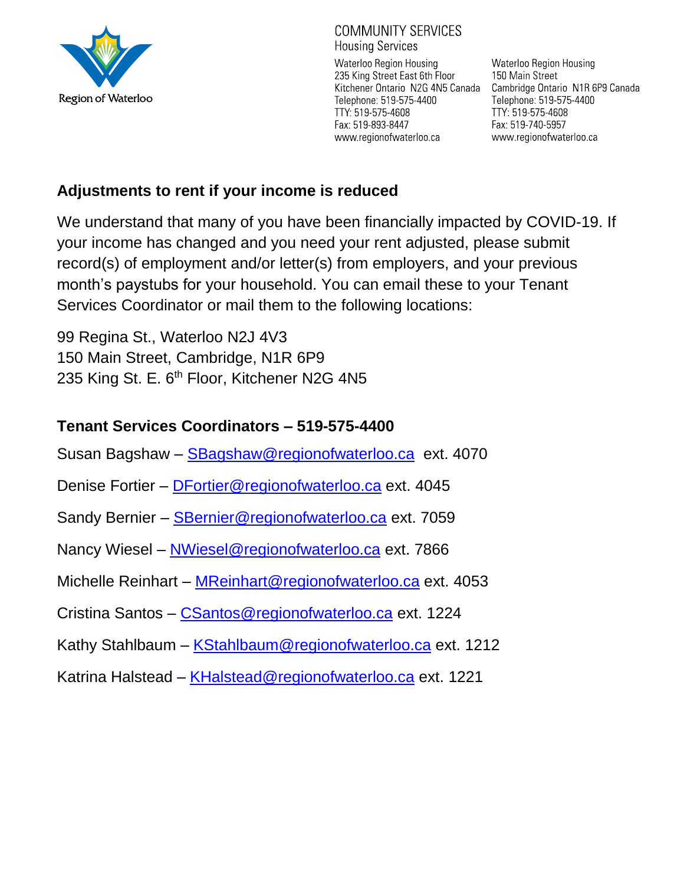Region of Waterloo

COMMUNITY SERVICES
Housing Services

Waterloo Region Housing
235 King Street East 6th Floor
Kitchener Ontario N2G 4N5 Canada
Telephone: 519-575-4400
TTY: 519-575-4608
Fax: 519-893-8447
www.regionofwaterloo.ca

Waterloo Region Housing
150 Main Street
Cambridge Ontario N1R 6P9 Canada
Telephone: 519-575-4400
TTY: 519-575-4608
Fax: 519-740-5957
www.regionofwaterloo.ca

## Adjustments to rent if your income is reduced

We understand that many of you have been financially impacted by COVID-19. If your income has changed and you need your rent adjusted, please submit record(s) of employment and/or letter(s) from employers, and your previous month's paystubs for your household. You can email these to your Tenant Services Coordinator or mail them to the following locations:

99 Regina St., Waterloo N2J 4V3
150 Main Street, Cambridge, N1R 6P9
235 King St. E. 6th Floor, Kitchener N2G 4N5

## Tenant Services Coordinators – 519-575-4400

Susan Bagshaw – SBagshaw@regionofwaterloo.ca ext. 4070

Denise Fortier – DFortier@regionofwaterloo.ca ext. 4045

Sandy Bernier – SBernier@regionofwaterloo.ca ext. 7059

Nancy Wiesel – NWiesel@regionofwaterloo.ca ext. 7866

Michelle Reinhart – MReinhart@regionofwaterloo.ca ext. 4053

Cristina Santos – CSantos@regionofwaterloo.ca ext. 1224

Kathy Stahlbaum – KStahlbaum@regionofwaterloo.ca ext. 1212

Katrina Halstead – KHalstead@regionofwaterloo.ca ext. 1221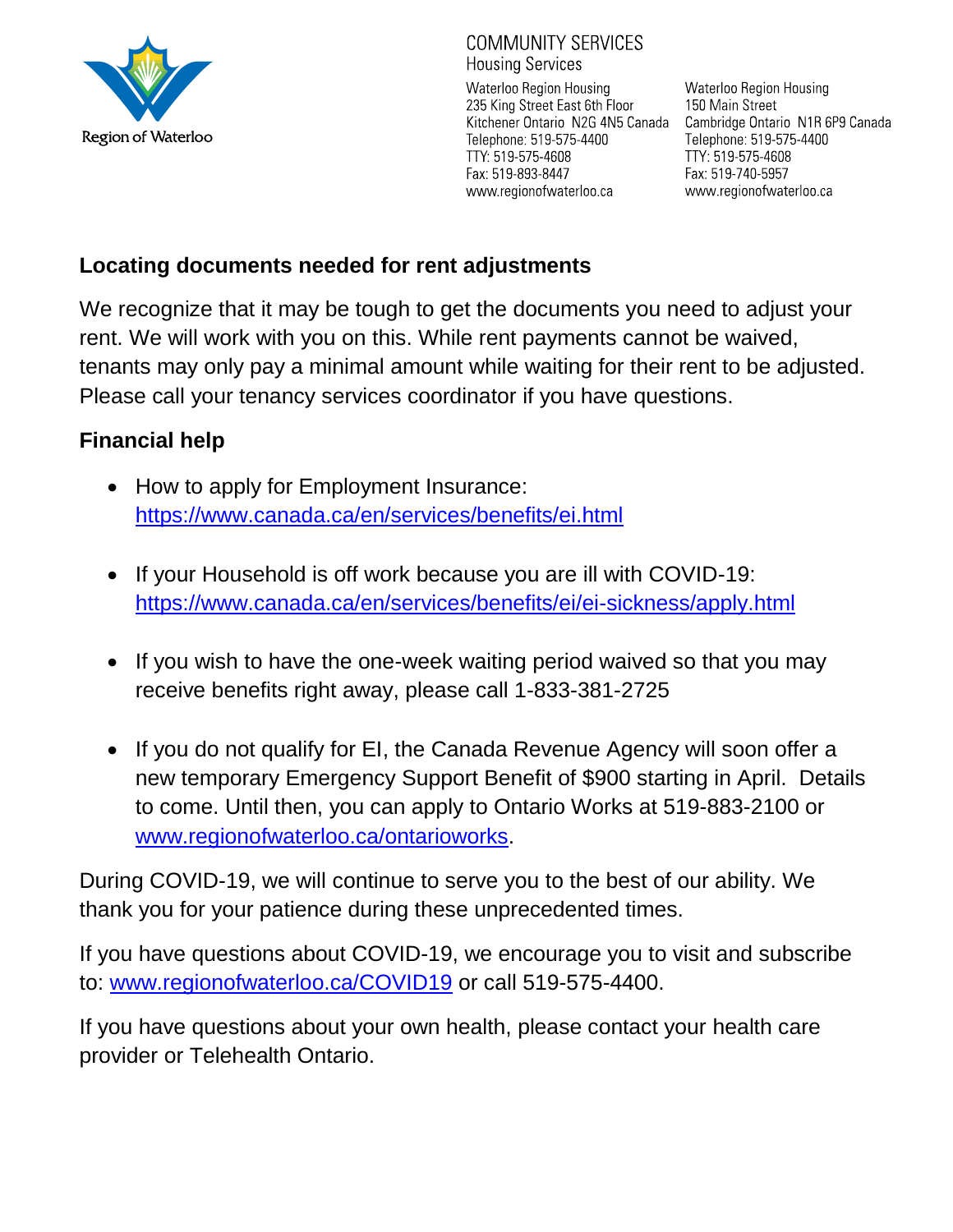COMMUNITY SERVICES
Housing Services

Waterloo Region Housing
235 King Street East 6th Floor
Kitchener Ontario N2G 4N5 Canada
Telephone: 519-575-4400
TTY: 519-575-4608
Fax: 519-893-8447
www.regionofwaterloo.ca

Waterloo Region Housing
150 Main Street
Cambridge Ontario N1R 6P9 Canada
Telephone: 519-575-4400
TTY: 519-575-4608
Fax: 519-740-5957
www.regionofwaterloo.ca

## Locating documents needed for rent adjustments

We recognize that it may be tough to get the documents you need to adjust your rent. We will work with you on this. While rent payments cannot be waived, tenants may only pay a minimal amount while waiting for their rent to be adjusted. Please call your tenancy services coordinator if you have questions.

## Financial help

- How to apply for Employment Insurance: https://www.canada.ca/en/services/benefits/ei.html
- If your Household is off work because you are ill with COVID-19: https://www.canada.ca/en/services/benefits/ei/ei-sickness/apply.html
- If you wish to have the one-week waiting period waived so that you may receive benefits right away, please call 1-833-381-2725
- If you do not qualify for EI, the Canada Revenue Agency will soon offer a new temporary Emergency Support Benefit of $900 starting in April. Details to come. Until then, you can apply to Ontario Works at 519-883-2100 or www.regionofwaterloo.ca/ontarioworks.

During COVID-19, we will continue to serve you to the best of our ability. We thank you for your patience during these unprecedented times.

If you have questions about COVID-19, we encourage you to visit and subscribe to: www.regionofwaterloo.ca/COVID19 or call 519-575-4400.

If you have questions about your own health, please contact your health care provider or Telehealth Ontario.